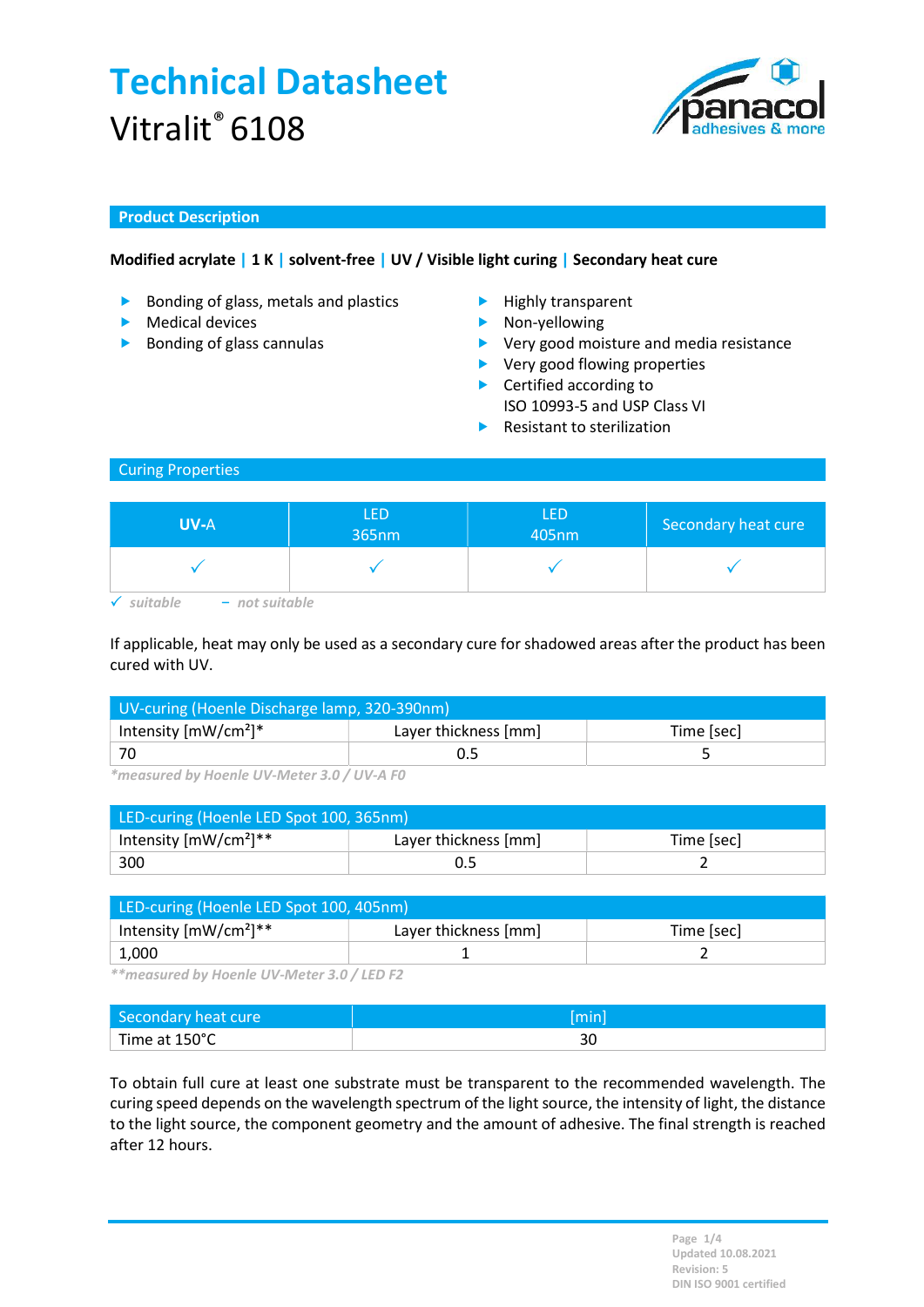# Technical Datasheet

Vitralit® 6108

## Product Description

**Modified acrylate | 1 K | solvent-free | UV / Visible light curing | Secondary heat cure**

- Bonding of glass, metals and plastics
- Medical devices
- Bonding of glass cannulas

- Highly transparent
- Non-yellowing
- Very good moisture and media resistance
- Very good flowing properties
- Certified according to ISO 10993-5 and USP Class VI
- Resistant to sterilization

## Curing Properties

| UV-A | LED 365nm | LED 405nm | Secondary heat cure |
|---|---|---|---|
| ✓ | ✓ | ✓ | ✓ |

*✓ suitable – not suitable*

If applicable, heat may only be used as a secondary cure for shadowed areas after the product has been cured with UV.

| UV-curing (Hoenle Discharge lamp, 320-390nm) | | |
|---|---|---|
| Intensity [mW/cm²]* | Layer thickness [mm] | Time [sec] |
| 70 | 0.5 | 5 |

*\*measured by Hoenle UV-Meter 3.0 / UV-A F0*

| LED-curing (Hoenle LED Spot 100, 365nm) | | |
|---|---|---|
| Intensity [mW/cm²]** | Layer thickness [mm] | Time [sec] |
| 300 | 0.5 | 2 |

| LED-curing (Hoenle LED Spot 100, 405nm) | | |
|---|---|---|
| Intensity [mW/cm²]** | Layer thickness [mm] | Time [sec] |
| 1,000 | 1 | 2 |

*\*\*measured by Hoenle UV-Meter 3.0 / LED F2*

| Secondary heat cure | [min] |
|---|---|
| Time at 150°C | 30 |

To obtain full cure at least one substrate must be transparent to the recommended wavelength. The curing speed depends on the wavelength spectrum of the light source, the intensity of light, the distance to the light source, the component geometry and the amount of adhesive. The final strength is reached after 12 hours.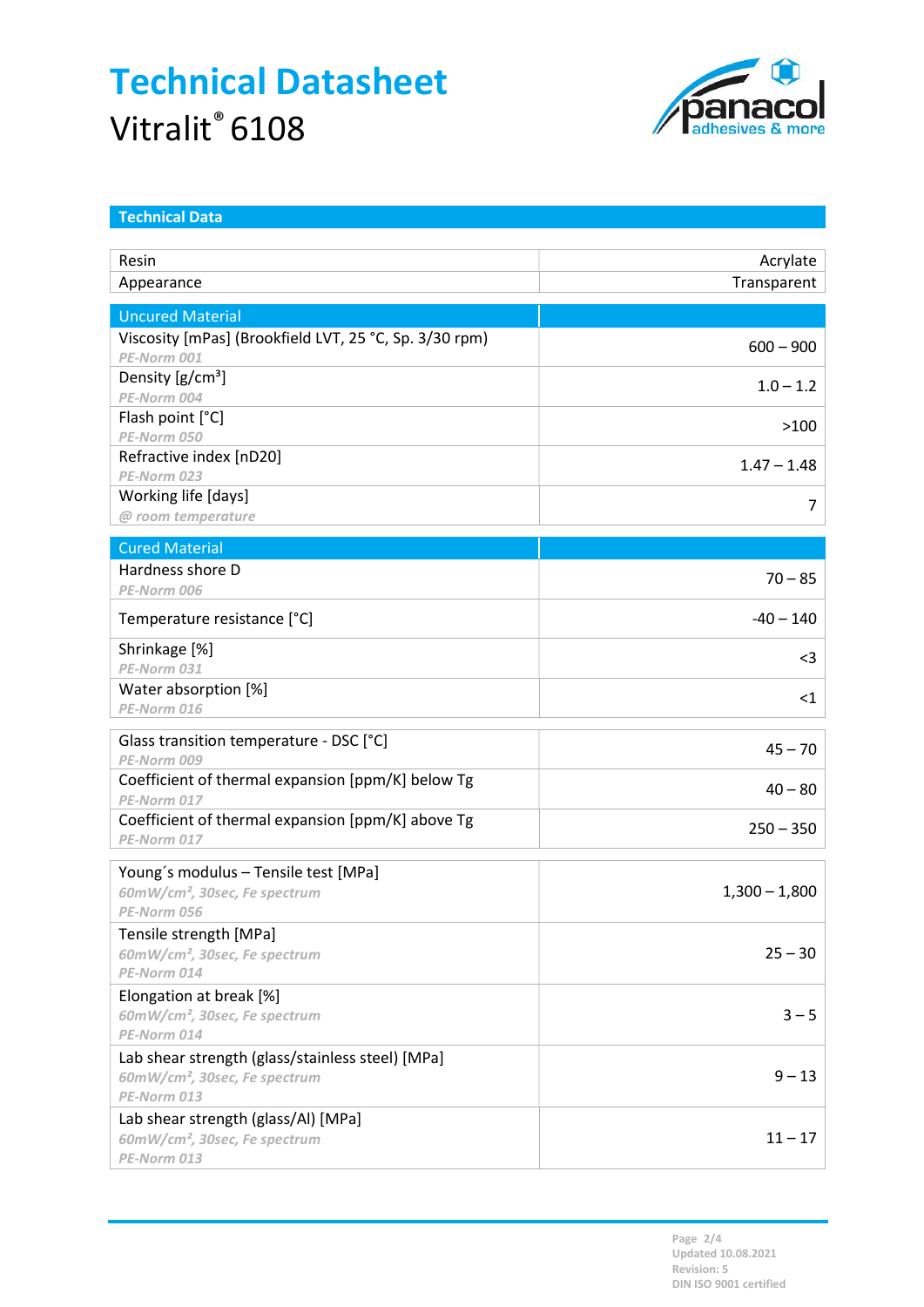# Technical Datasheet

Vitralit® 6108

## Technical Data

| | |
|---|---|
| Resin | Acrylate |
| Appearance | Transparent |

| **Uncured Material** | |
|---|---|
| Viscosity [mPas] (Brookfield LVT, 25 °C, Sp. 3/30 rpm)<br>*PE-Norm 001* | 600 – 900 |
| Density [g/cm³]<br>*PE-Norm 004* | 1.0 – 1.2 |
| Flash point [°C]<br>*PE-Norm 050* | >100 |
| Refractive index [nD20]<br>*PE-Norm 023* | 1.47 – 1.48 |
| Working life [days]<br>*@ room temperature* | 7 |

| **Cured Material** | |
|---|---|
| Hardness shore D<br>*PE-Norm 006* | 70 – 85 |
| Temperature resistance [°C] | -40 – 140 |
| Shrinkage [%]<br>*PE-Norm 031* | <3 |
| Water absorption [%]<br>*PE-Norm 016* | <1 |

| | |
|---|---|
| Glass transition temperature - DSC [°C]<br>*PE-Norm 009* | 45 – 70 |
| Coefficient of thermal expansion [ppm/K] below Tg<br>*PE-Norm 017* | 40 – 80 |
| Coefficient of thermal expansion [ppm/K] above Tg<br>*PE-Norm 017* | 250 – 350 |

| | |
|---|---|
| Young´s modulus – Tensile test [MPa]<br>*60mW/cm², 30sec, Fe spectrum*<br>*PE-Norm 056* | 1,300 – 1,800 |
| Tensile strength [MPa]<br>*60mW/cm², 30sec, Fe spectrum*<br>*PE-Norm 014* | 25 – 30 |
| Elongation at break [%]<br>*60mW/cm², 30sec, Fe spectrum*<br>*PE-Norm 014* | 3 – 5 |
| Lab shear strength (glass/stainless steel) [MPa]<br>*60mW/cm², 30sec, Fe spectrum*<br>*PE-Norm 013* | 9 – 13 |
| Lab shear strength (glass/Al) [MPa]<br>*60mW/cm², 30sec, Fe spectrum*<br>*PE-Norm 013* | 11 – 17 |

Updated 10.08.2021
Revision: 5
DIN ISO 9001 certified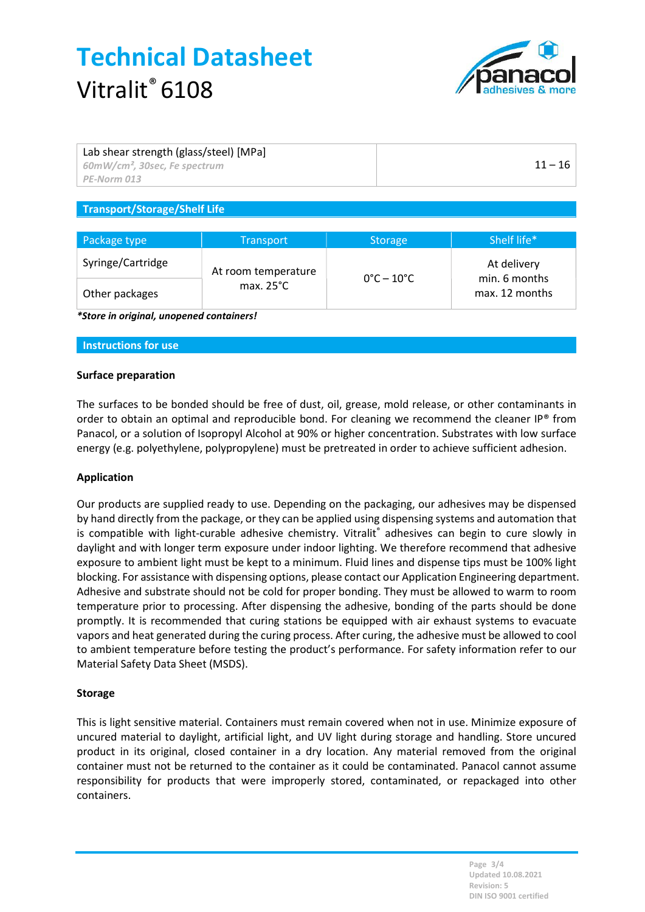| Lab shear strength (glass/steel) [MPa] *60mW/cm², 30sec, Fe spectrum* *PE-Norm 013* | 11 – 16 |
|---|---|

## Transport/Storage/Shelf Life

| Package type | Transport | Storage | Shelf life* |
|---|---|---|---|
| Syringe/Cartridge | At room temperature max. 25°C | 0°C – 10°C | At delivery min. 6 months max. 12 months |
| Other packages | | | |

***Store in original, unopened containers!***

## Instructions for use

**Surface preparation**

The surfaces to be bonded should be free of dust, oil, grease, mold release, or other contaminants in order to obtain an optimal and reproducible bond. For cleaning we recommend the cleaner IP® from Panacol, or a solution of Isopropyl Alcohol at 90% or higher concentration. Substrates with low surface energy (e.g. polyethylene, polypropylene) must be pretreated in order to achieve sufficient adhesion.

**Application**

Our products are supplied ready to use. Depending on the packaging, our adhesives may be dispensed by hand directly from the package, or they can be applied using dispensing systems and automation that is compatible with light-curable adhesive chemistry. Vitralit® adhesives can begin to cure slowly in daylight and with longer term exposure under indoor lighting. We therefore recommend that adhesive exposure to ambient light must be kept to a minimum. Fluid lines and dispense tips must be 100% light blocking. For assistance with dispensing options, please contact our Application Engineering department. Adhesive and substrate should not be cold for proper bonding. They must be allowed to warm to room temperature prior to processing. After dispensing the adhesive, bonding of the parts should be done promptly. It is recommended that curing stations be equipped with air exhaust systems to evacuate vapors and heat generated during the curing process. After curing, the adhesive must be allowed to cool to ambient temperature before testing the product's performance. For safety information refer to our Material Safety Data Sheet (MSDS).

**Storage**

This is light sensitive material. Containers must remain covered when not in use. Minimize exposure of uncured material to daylight, artificial light, and UV light during storage and handling. Store uncured product in its original, closed container in a dry location. Any material removed from the original container must not be returned to the container as it could be contaminated. Panacol cannot assume responsibility for products that were improperly stored, contaminated, or repackaged into other containers.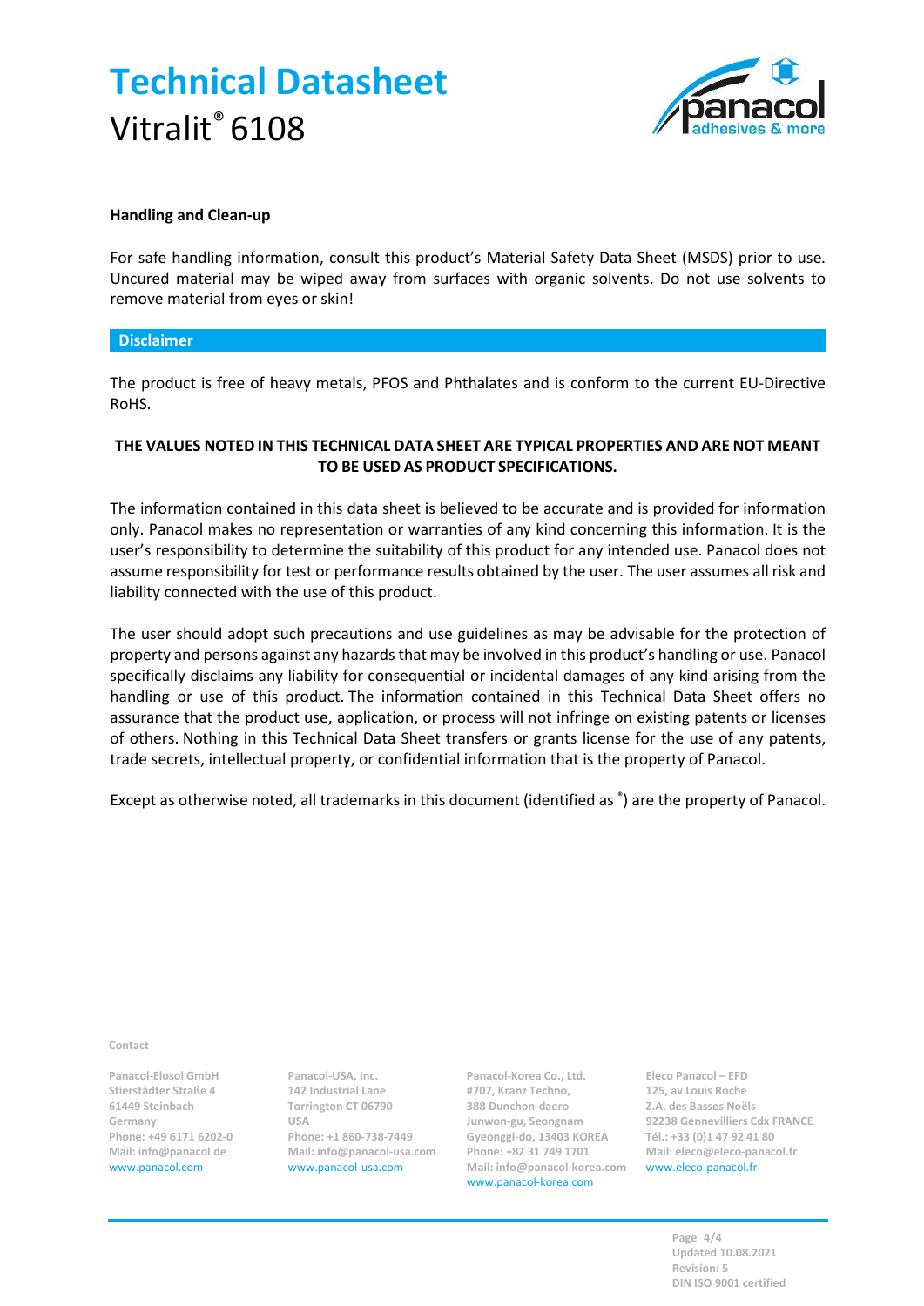**Handling and Clean-up**

For safe handling information, consult this product's Material Safety Data Sheet (MSDS) prior to use. Uncured material may be wiped away from surfaces with organic solvents. Do not use solvents to remove material from eyes or skin!

## Disclaimer

The product is free of heavy metals, PFOS and Phthalates and is conform to the current EU-Directive RoHS.

**THE VALUES NOTED IN THIS TECHNICAL DATA SHEET ARE TYPICAL PROPERTIES AND ARE NOT MEANT TO BE USED AS PRODUCT SPECIFICATIONS.**

The information contained in this data sheet is believed to be accurate and is provided for information only. Panacol makes no representation or warranties of any kind concerning this information. It is the user's responsibility to determine the suitability of this product for any intended use. Panacol does not assume responsibility for test or performance results obtained by the user. The user assumes all risk and liability connected with the use of this product.

The user should adopt such precautions and use guidelines as may be advisable for the protection of property and persons against any hazards that may be involved in this product's handling or use. Panacol specifically disclaims any liability for consequential or incidental damages of any kind arising from the handling or use of this product. The information contained in this Technical Data Sheet offers no assurance that the product use, application, or process will not infringe on existing patents or licenses of others. Nothing in this Technical Data Sheet transfers or grants license for the use of any patents, trade secrets, intellectual property, or confidential information that is the property of Panacol.

Except as otherwise noted, all trademarks in this document (identified as ®) are the property of Panacol.

Contact

Panacol-Elosol GmbH
Stierstädter Straße 4
61449 Steinbach
Germany
Phone: +49 6171 6202-0
Mail: info@panacol.de
www.panacol.com

Panacol-USA, Inc.
142 Industrial Lane
Torrington CT 06790
USA
Phone: +1 860-738-7449
Mail: info@panacol-usa.com
www.panacol-usa.com

Panacol-Korea Co., Ltd.
#707, Kranz Techno,
388 Dunchon-daero
Junwon-gu, Seongnam
Gyeonggi-do, 13403 KOREA
Phone: +82 31 749 1701
Mail: info@panacol-korea.com
www.panacol-korea.com

Eleco Panacol – EFD
125, av Louis Roche
Z.A. des Basses Noëls
92238 Gennevilliers Cdx FRANCE
Tél.: +33 (0)1 47 92 41 80
Mail: eleco@eleco-panacol.fr
www.eleco-panacol.fr

Updated 10.08.2021
Revision: 5
DIN ISO 9001 certified